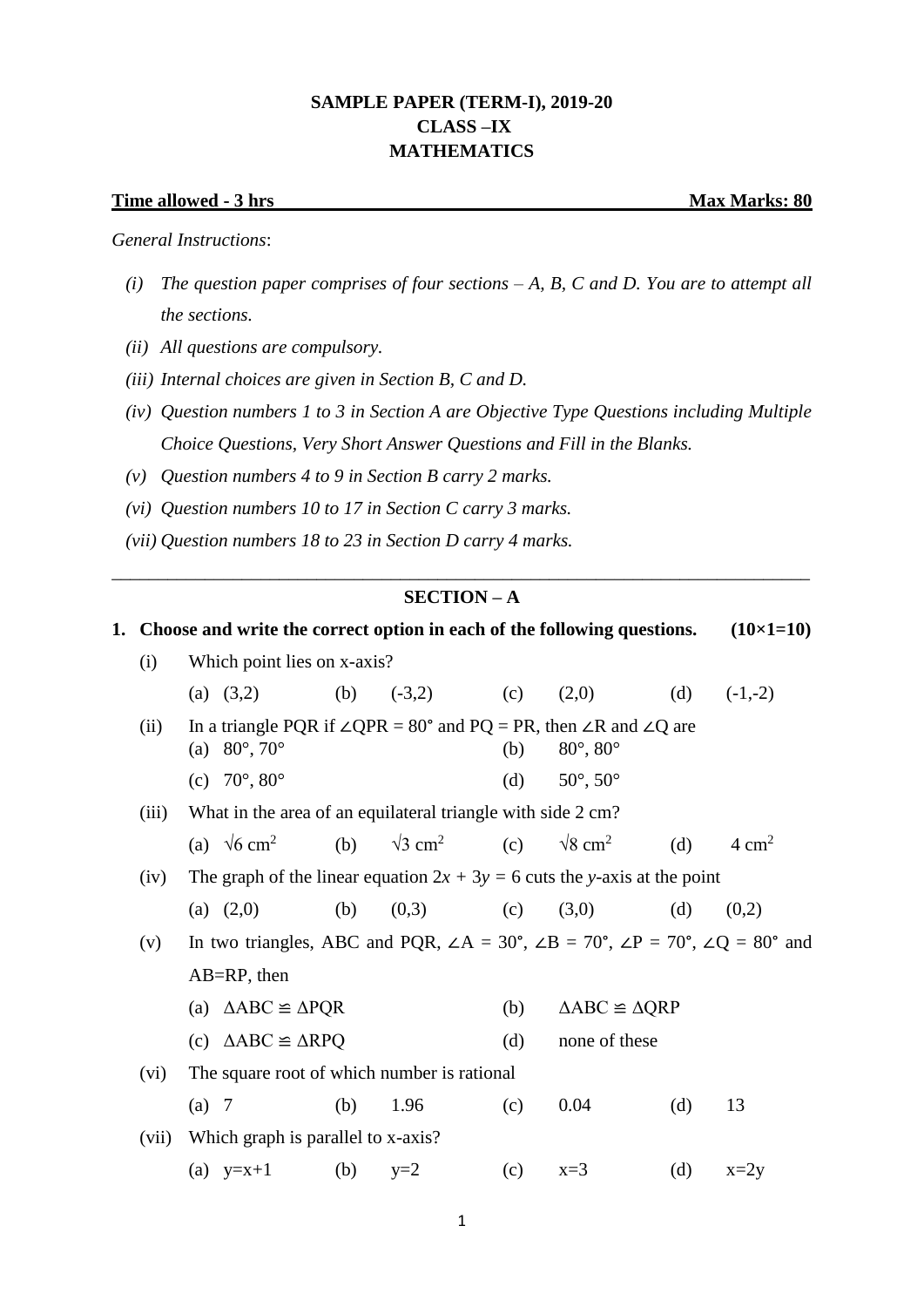# SAMPLE PAPER (TERM-I), 2019-20
## CLASS –IX
## MATHEMATICS

**Time allowed - 3 hrs** **Max Marks: 80**

*General Instructions*:

*(i) The question paper comprises of four sections – A, B, C and D. You are to attempt all the sections.*

*(ii) All questions are compulsory.*

*(iii) Internal choices are given in Section B, C and D.*

*(iv) Question numbers 1 to 3 in Section A are Objective Type Questions including Multiple Choice Questions, Very Short Answer Questions and Fill in the Blanks.*

*(v) Question numbers 4 to 9 in Section B carry 2 marks.*

*(vi) Question numbers 10 to 17 in Section C carry 3 marks.*

*(vii) Question numbers 18 to 23 in Section D carry 4 marks.*

---

## SECTION – A

**1. Choose and write the correct option in each of the following questions. (10×1=10)**

(i) Which point lies on x-axis?

(a) (3,2) (b) (-3,2) (c) (2,0) (d) (-1,-2)

(ii) In a triangle PQR if ∠QPR = 80° and PQ = PR, then ∠R and ∠Q are

(a) 80°, 70° (b) 80°, 80°

(c) 70°, 80° (d) 50°, 50°

(iii) What in the area of an equilateral triangle with side 2 cm?

(a) $\sqrt{6}$ cm$^2$ (b) $\sqrt{3}$ cm$^2$ (c) $\sqrt{8}$ cm$^2$ (d) 4 cm$^2$

(iv) The graph of the linear equation $2x + 3y = 6$ cuts the $y$-axis at the point

(a) (2,0) (b) (0,3) (c) (3,0) (d) (0,2)

(v) In two triangles, ABC and PQR, ∠A = 30°, ∠B = 70°, ∠P = 70°, ∠Q = 80° and AB=RP, then

(a) ∆ABC ≅ ∆PQR (b) ∆ABC ≅ ∆QRP

(c) ∆ABC ≅ ∆RPQ (d) none of these

(vi) The square root of which number is rational

(a) 7 (b) 1.96 (c) 0.04 (d) 13

(vii) Which graph is parallel to x-axis?

(a) y=x+1 (b) y=2 (c) x=3 (d) x=2y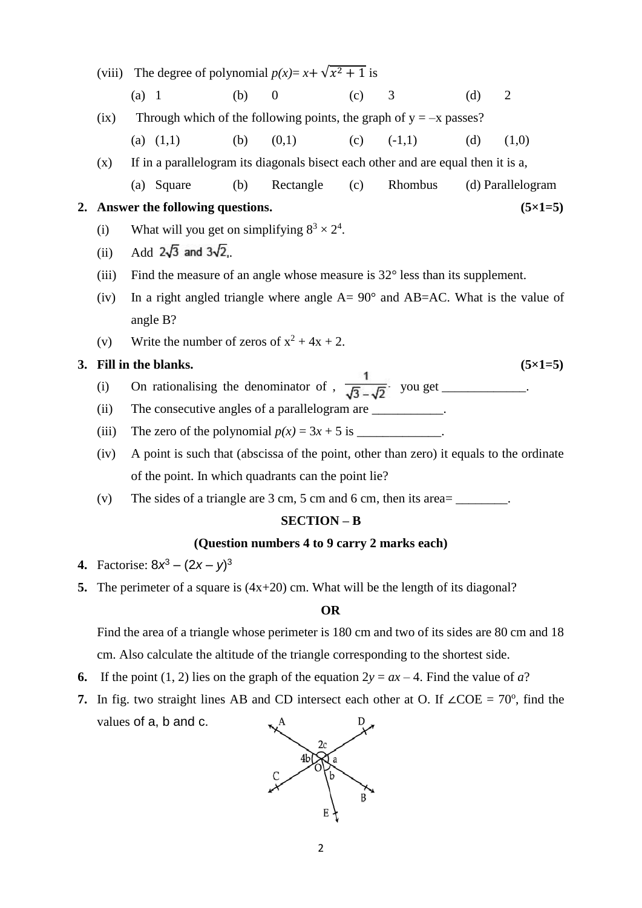(viii) The degree of polynomial $p(x) = x + \sqrt{x^2+1}$ is

(a) 1 (b) 0 (c) 3 (d) 2

(ix) Through which of the following points, the graph of y = –x passes?

(a) (1,1) (b) (0,1) (c) (-1,1) (d) (1,0)

(x) If in a parallelogram its diagonals bisect each other and are equal then it is a,

(a) Square (b) Rectangle (c) Rhombus (d) Parallelogram

**2. Answer the following questions. (5×1=5)**

(i) What will you get on simplifying $8^3 \times 2^4$.

(ii) Add $2\sqrt{3}$ and $3\sqrt{2}$,.

(iii) Find the measure of an angle whose measure is 32° less than its supplement.

(iv) In a right angled triangle where angle A= 90° and AB=AC. What is the value of angle B?

(v) Write the number of zeros of $x^2 + 4x + 2$.

**3. Fill in the blanks. (5×1=5)**

(i) On rationalising the denominator of , $\frac{1}{\sqrt{3}-\sqrt{2}}$ you get _____________.

(ii) The consecutive angles of a parallelogram are ___________.

(iii) The zero of the polynomial $p(x) = 3x + 5$ is _____________.

(iv) A point is such that (abscissa of the point, other than zero) it equals to the ordinate of the point. In which quadrants can the point lie?

(v) The sides of a triangle are 3 cm, 5 cm and 6 cm, then its area= ________.

**SECTION – B**

**(Question numbers 4 to 9 carry 2 marks each)**

**4.** Factorise: $8x^3 - (2x - y)^3$

**5.** The perimeter of a square is (4x+20) cm. What will be the length of its diagonal?

**OR**

Find the area of a triangle whose perimeter is 180 cm and two of its sides are 80 cm and 18 cm. Also calculate the altitude of the triangle corresponding to the shortest side.

**6.** If the point (1, 2) lies on the graph of the equation $2y = ax - 4$. Find the value of $a$?

**7.** In fig. two straight lines AB and CD intersect each other at O. If ∠COE = 70°, find the values of a, b and c.

A D 2c 4b a O C b B E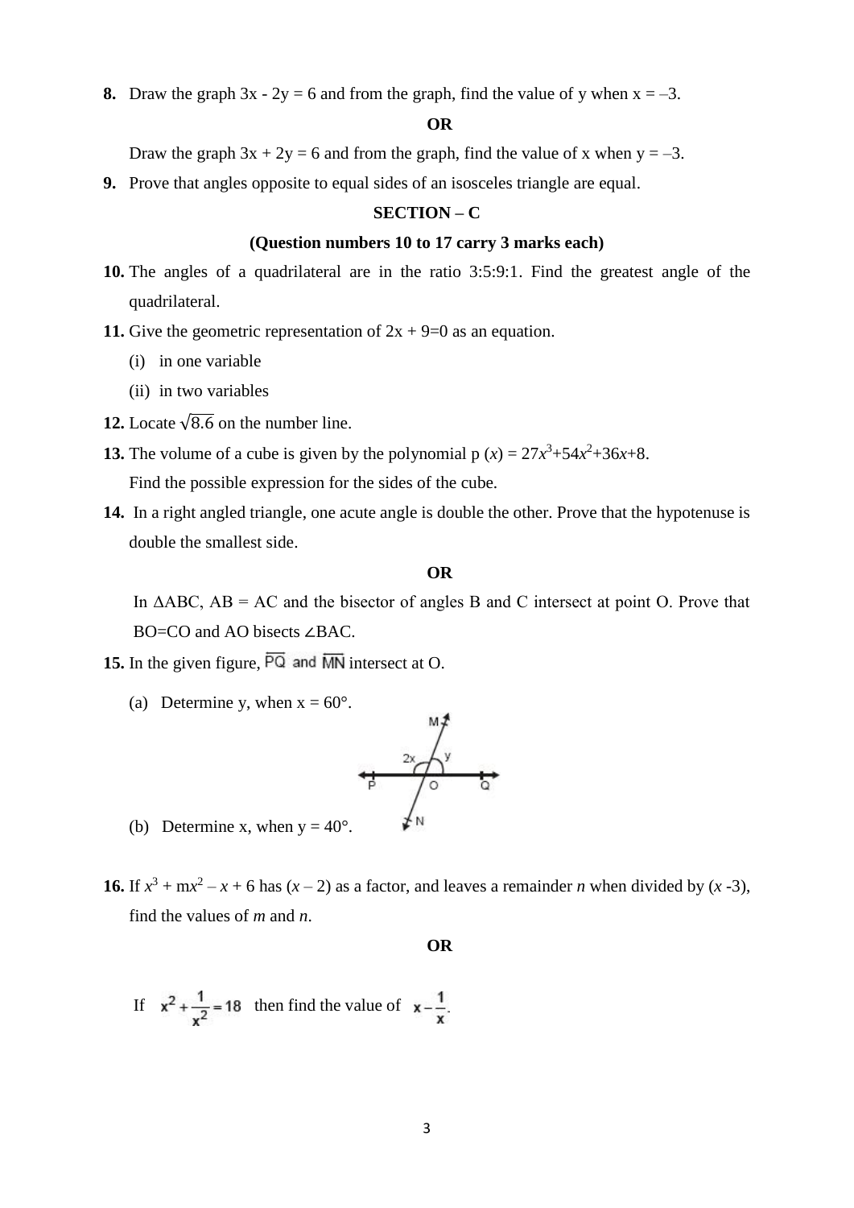**8.** Draw the graph $3x - 2y = 6$ and from the graph, find the value of y when $x = -3$.

**OR**

Draw the graph $3x + 2y = 6$ and from the graph, find the value of x when $y = -3$.

**9.** Prove that angles opposite to equal sides of an isosceles triangle are equal.

**SECTION – C**

**(Question numbers 10 to 17 carry 3 marks each)**

**10.** The angles of a quadrilateral are in the ratio 3:5:9:1. Find the greatest angle of the quadrilateral.

**11.** Give the geometric representation of $2x + 9 = 0$ as an equation.

(i) in one variable

(ii) in two variables

**12.** Locate $\sqrt{8.6}$ on the number line.

**13.** The volume of a cube is given by the polynomial $p(x) = 27x^3+54x^2+36x+8$.

Find the possible expression for the sides of the cube.

**14.** In a right angled triangle, one acute angle is double the other. Prove that the hypotenuse is double the smallest side.

**OR**

In $\Delta ABC$, $AB = AC$ and the bisector of angles B and C intersect at point O. Prove that $BO=CO$ and AO bisects $\angle BAC$.

**15.** In the given figure, $\overline{PQ}$ and $\overline{MN}$ intersect at O.

(a) Determine y, when $x = 60°$.

M
2x
y
P
O
Q
N

(b) Determine x, when $y = 40°$.

**16.** If $x^3 + mx^2 - x + 6$ has $(x - 2)$ as a factor, and leaves a remainder $n$ when divided by $(x - 3)$, find the values of $m$ and $n$.

**OR**

If $x^2 + \frac{1}{x^2} = 18$ then find the value of $x - \frac{1}{x}$.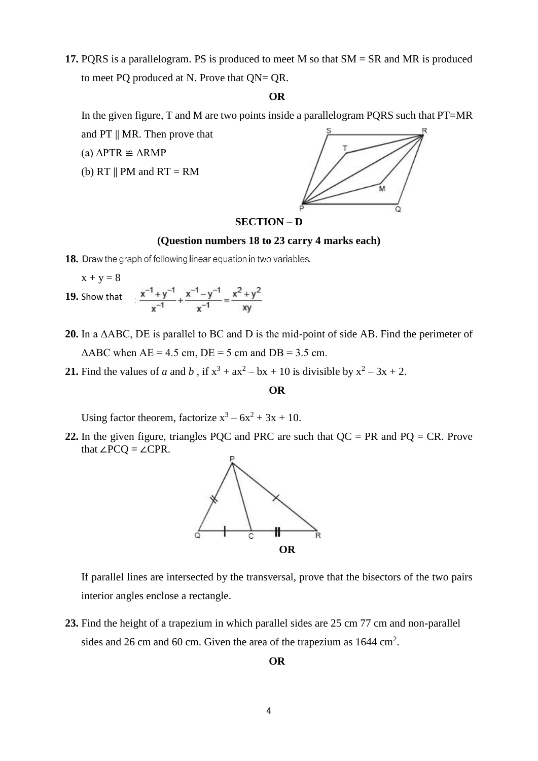**17.** PQRS is a parallelogram. PS is produced to meet M so that SM = SR and MR is produced to meet PQ produced at N. Prove that QN= QR.

**OR**

In the given figure, T and M are two points inside a parallelogram PQRS such that PT=MR and PT || MR. Then prove that

(a) $\Delta PTR \cong \Delta RMP$

(b) RT || PM and RT = RM

S
R
T
M
P
Q

## SECTION – D

**(Question numbers 18 to 23 carry 4 marks each)**

**18.** Draw the graph of following linear equation in two variables.

$x + y = 8$

**19.** Show that $\frac{x^{-1}+y^{-1}}{x^{-1}} + \frac{x^{-1}-y^{-1}}{x^{-1}} = \frac{x^2+y^2}{xy}$

**20.** In a $\Delta ABC$, DE is parallel to BC and D is the mid-point of side AB. Find the perimeter of $\Delta ABC$ when AE = 4.5 cm, DE = 5 cm and DB = 3.5 cm.

**21.** Find the values of *a* and *b* , if $x^3 + ax^2 - bx + 10$ is divisible by $x^2 - 3x + 2$.

**OR**

Using factor theorem, factorize $x^3 - 6x^2 + 3x + 10$.

**22.** In the given figure, triangles PQC and PRC are such that QC = PR and PQ = CR. Prove that $\angle PCQ = \angle CPR$.

P
Q
C
R

**OR**

If parallel lines are intersected by the transversal, prove that the bisectors of the two pairs interior angles enclose a rectangle.

**23.** Find the height of a trapezium in which parallel sides are 25 cm 77 cm and non-parallel sides and 26 cm and 60 cm. Given the area of the trapezium as 1644 $cm^2$.

**OR**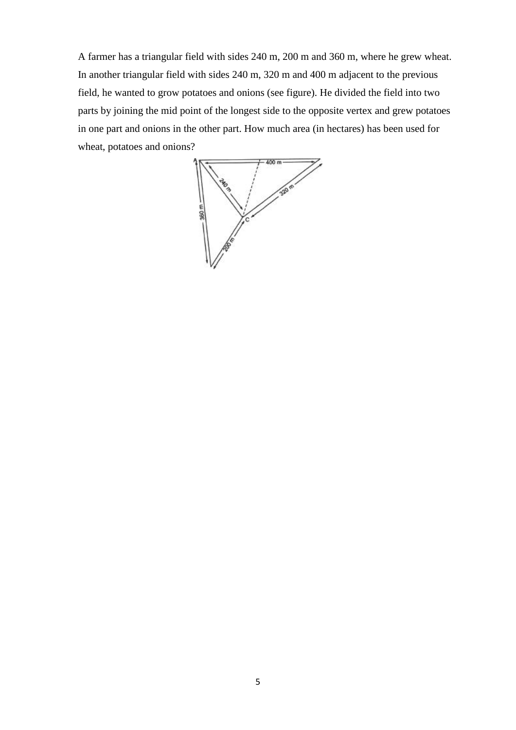A farmer has a triangular field with sides 240 m, 200 m and 360 m, where he grew wheat. In another triangular field with sides 240 m, 320 m and 400 m adjacent to the previous field, he wanted to grow potatoes and onions (see figure). He divided the field into two parts by joining the mid point of the longest side to the opposite vertex and grew potatoes in one part and onions in the other part. How much area (in hectares) has been used for wheat, potatoes and onions?

A

400 m

240 m

320 m

C

360 m

200 m